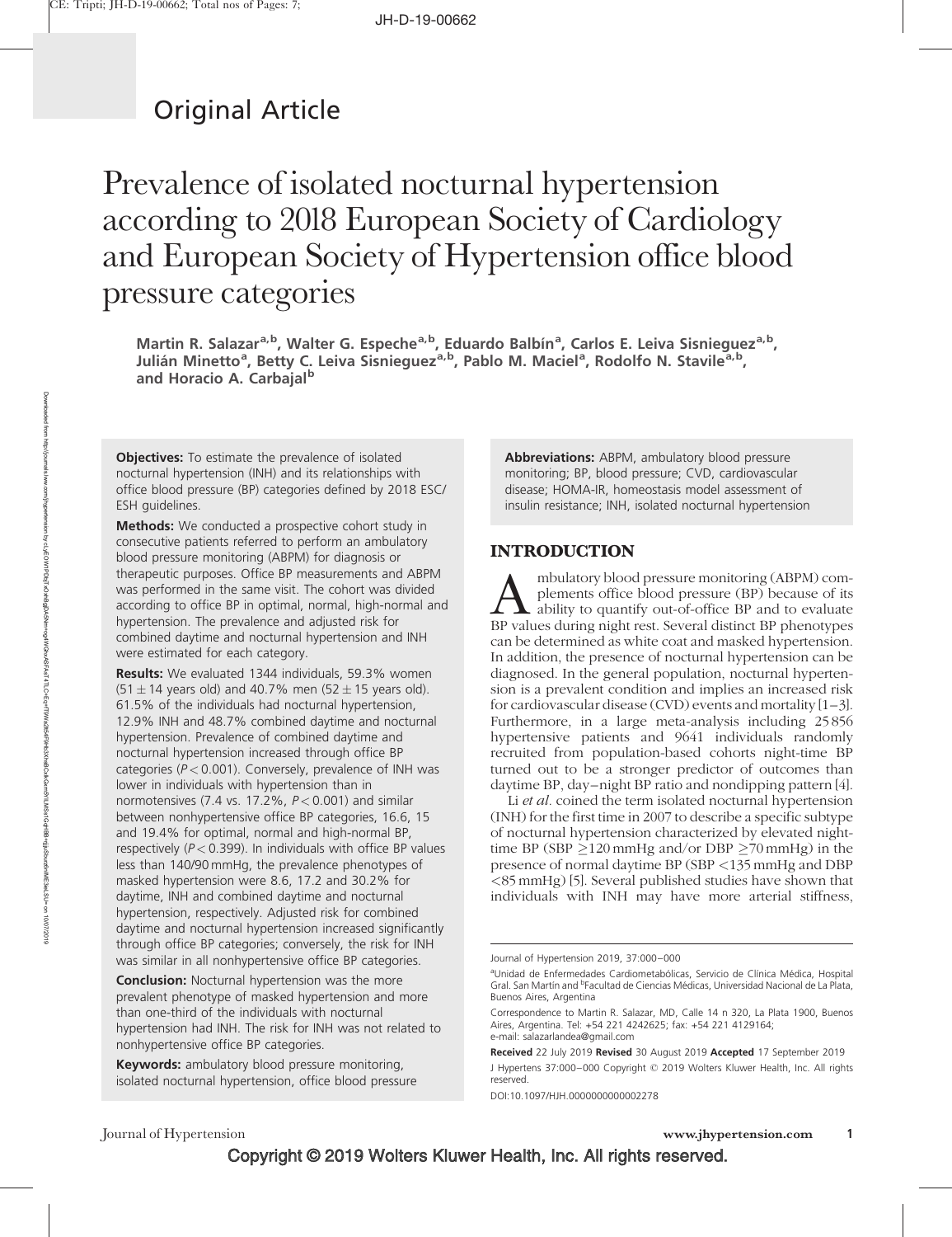Original Article

# Prevalence of isolated nocturnal hypertension according to 2018 European Society of Cardiology and European Society of Hypertension office blood pressure categories

**Martin R. Salazar[a,b], Walter G. Espeche[a,b], Eduardo Balbín[a], Carlos E. Leiva Sisnieguez[a,b], Julián Minetto[a], Betty C. Leiva Sisnieguez[a,b], Pablo M. Maciel[a], Rodolfo N. Stavile[a,b], and Horacio A. Carbajal[b]**

**Objectives:** To estimate the prevalence of isolated nocturnal hypertension (INH) and its relationships with office blood pressure (BP) categories defined by 2018 ESC/ESH guidelines.

**Methods:** We conducted a prospective cohort study in consecutive patients referred to perform an ambulatory blood pressure monitoring (ABPM) for diagnosis or therapeutic purposes. Office BP measurements and ABPM was performed in the same visit. The cohort was divided according to office BP in optimal, normal, high-normal and hypertension. The prevalence and adjusted risk for combined daytime and nocturnal hypertension and INH were estimated for each category.

**Results:** We evaluated 1344 individuals, 59.3% women ($51 \pm 14$ years old) and 40.7% men ($52 \pm 15$ years old). 61.5% of the individuals had nocturnal hypertension, 12.9% INH and 48.7% combined daytime and nocturnal hypertension. Prevalence of combined daytime and nocturnal hypertension increased through office BP categories ($P < 0.001$). Conversely, prevalence of INH was lower in individuals with hypertension than in normotensives (7.4 vs. 17.2%, $P < 0.001$) and similar between nonhypertensive office BP categories, 16.6, 15 and 19.4% for optimal, normal and high-normal BP, respectively ($P < 0.399$). In individuals with office BP values less than 140/90 mmHg, the prevalence phenotypes of masked hypertension were 8.6, 17.2 and 30.2% for daytime, INH and combined daytime and nocturnal hypertension, respectively. Adjusted risk for combined daytime and nocturnal hypertension increased significantly through office BP categories; conversely, the risk for INH was similar in all nonhypertensive office BP categories.

**Conclusion:** Nocturnal hypertension was the more prevalent phenotype of masked hypertension and more than one-third of the individuals with nocturnal hypertension had INH. The risk for INH was not related to nonhypertensive office BP categories.

**Keywords:** ambulatory blood pressure monitoring, isolated nocturnal hypertension, office blood pressure

**Abbreviations:** ABPM, ambulatory blood pressure monitoring; BP, blood pressure; CVD, cardiovascular disease; HOMA-IR, homeostasis model assessment of insulin resistance; INH, isolated nocturnal hypertension

## INTRODUCTION

Ambulatory blood pressure monitoring (ABPM) complements office blood pressure (BP) because of its ability to quantify out-of-office BP and to evaluate BP values during night rest. Several distinct BP phenotypes can be determined as white coat and masked hypertension. In addition, the presence of nocturnal hypertension can be diagnosed. In the general population, nocturnal hypertension is a prevalent condition and implies an increased risk for cardiovascular disease (CVD) events and mortality [1–3]. Furthermore, in a large meta-analysis including 25 856 hypertensive patients and 9641 individuals randomly recruited from population-based cohorts night-time BP turned out to be a stronger predictor of outcomes than daytime BP, day–night BP ratio and nondipping pattern [4].

Li *et al.* coined the term isolated nocturnal hypertension (INH) for the first time in 2007 to describe a specific subtype of nocturnal hypertension characterized by elevated night-time BP (SBP $\geq$120 mmHg and/or DBP $\geq$70 mmHg) in the presence of normal daytime BP (SBP <135 mmHg and DBP <85 mmHg) [5]. Several published studies have shown that individuals with INH may have more arterial stiffness,

Journal of Hypertension 2019, 37:000–000

[a]Unidad de Enfermedades Cardiometabólicas, Servicio de Clínica Médica, Hospital Gral. San Martín and [b]Facultad de Ciencias Médicas, Universidad Nacional de La Plata, Buenos Aires, Argentina

Correspondence to Martin R. Salazar, MD, Calle 14 n 320, La Plata 1900, Buenos Aires, Argentina. Tel: +54 221 4242625; fax: +54 221 4129164; e-mail: salazarlandea@gmail.com

**Received** 22 July 2019 **Revised** 30 August 2019 **Accepted** 17 September 2019

J Hypertens 37:000–000 Copyright © 2019 Wolters Kluwer Health, Inc. All rights reserved.

DOI:10.1097/HJH.0000000000002278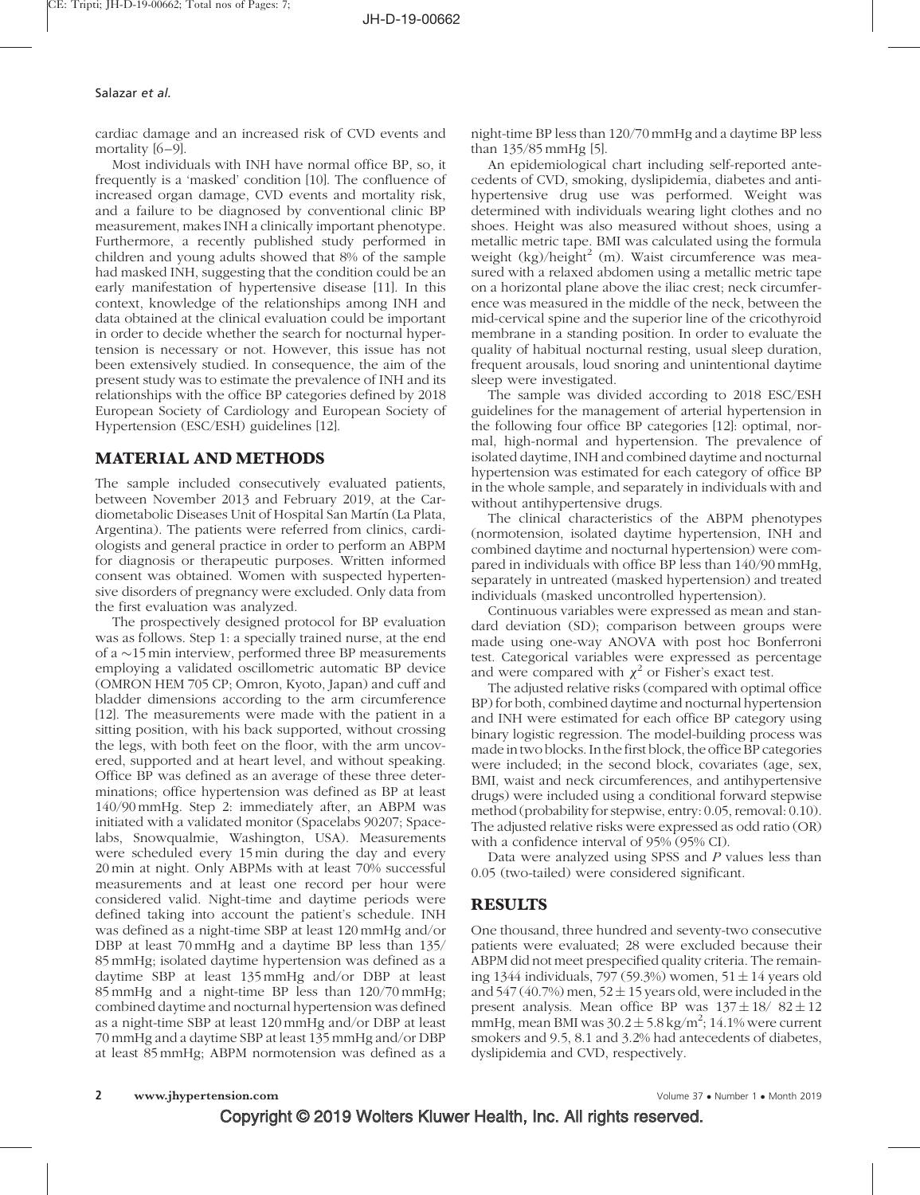cardiac damage and an increased risk of CVD events and mortality [6–9].

Most individuals with INH have normal office BP, so, it frequently is a 'masked' condition [10]. The confluence of increased organ damage, CVD events and mortality risk, and a failure to be diagnosed by conventional clinic BP measurement, makes INH a clinically important phenotype. Furthermore, a recently published study performed in children and young adults showed that 8% of the sample had masked INH, suggesting that the condition could be an early manifestation of hypertensive disease [11]. In this context, knowledge of the relationships among INH and data obtained at the clinical evaluation could be important in order to decide whether the search for nocturnal hypertension is necessary or not. However, this issue has not been extensively studied. In consequence, the aim of the present study was to estimate the prevalence of INH and its relationships with the office BP categories defined by 2018 European Society of Cardiology and European Society of Hypertension (ESC/ESH) guidelines [12].

## MATERIAL AND METHODS

The sample included consecutively evaluated patients, between November 2013 and February 2019, at the Cardiometabolic Diseases Unit of Hospital San Martín (La Plata, Argentina). The patients were referred from clinics, cardiologists and general practice in order to perform an ABPM for diagnosis or therapeutic purposes. Written informed consent was obtained. Women with suspected hypertensive disorders of pregnancy were excluded. Only data from the first evaluation was analyzed.

The prospectively designed protocol for BP evaluation was as follows. Step 1: a specially trained nurse, at the end of a ~15 min interview, performed three BP measurements employing a validated oscillometric automatic BP device (OMRON HEM 705 CP; Omron, Kyoto, Japan) and cuff and bladder dimensions according to the arm circumference [12]. The measurements were made with the patient in a sitting position, with his back supported, without crossing the legs, with both feet on the floor, with the arm uncovered, supported and at heart level, and without speaking. Office BP was defined as an average of these three determinations; office hypertension was defined as BP at least 140/90 mmHg. Step 2: immediately after, an ABPM was initiated with a validated monitor (Spacelabs 90207; Spacelabs, Snowqualmie, Washington, USA). Measurements were scheduled every 15 min during the day and every 20 min at night. Only ABPMs with at least 70% successful measurements and at least one record per hour were considered valid. Night-time and daytime periods were defined taking into account the patient's schedule. INH was defined as a night-time SBP at least 120 mmHg and/or DBP at least 70 mmHg and a daytime BP less than 135/85 mmHg; isolated daytime hypertension was defined as a daytime SBP at least 135 mmHg and/or DBP at least 85 mmHg and a night-time BP less than 120/70 mmHg; combined daytime and nocturnal hypertension was defined as a night-time SBP at least 120 mmHg and/or DBP at least 70 mmHg and a daytime SBP at least 135 mmHg and/or DBP at least 85 mmHg; ABPM normotension was defined as a night-time BP less than 120/70 mmHg and a daytime BP less than 135/85 mmHg [5].

An epidemiological chart including self-reported antecedents of CVD, smoking, dyslipidemia, diabetes and antihypertensive drug use was performed. Weight was determined with individuals wearing light clothes and no shoes. Height was also measured without shoes, using a metallic metric tape. BMI was calculated using the formula weight (kg)/height$^2$ (m). Waist circumference was measured with a relaxed abdomen using a metallic metric tape on a horizontal plane above the iliac crest; neck circumference was measured in the middle of the neck, between the mid-cervical spine and the superior line of the cricothyroid membrane in a standing position. In order to evaluate the quality of habitual nocturnal resting, usual sleep duration, frequent arousals, loud snoring and unintentional daytime sleep were investigated.

The sample was divided according to 2018 ESC/ESH guidelines for the management of arterial hypertension in the following four office BP categories [12]: optimal, normal, high-normal and hypertension. The prevalence of isolated daytime, INH and combined daytime and nocturnal hypertension was estimated for each category of office BP in the whole sample, and separately in individuals with and without antihypertensive drugs.

The clinical characteristics of the ABPM phenotypes (normotension, isolated daytime hypertension, INH and combined daytime and nocturnal hypertension) were compared in individuals with office BP less than 140/90 mmHg, separately in untreated (masked hypertension) and treated individuals (masked uncontrolled hypertension).

Continuous variables were expressed as mean and standard deviation (SD); comparison between groups were made using one-way ANOVA with post hoc Bonferroni test. Categorical variables were expressed as percentage and were compared with $\chi^2$ or Fisher's exact test.

The adjusted relative risks (compared with optimal office BP) for both, combined daytime and nocturnal hypertension and INH were estimated for each office BP category using binary logistic regression. The model-building process was made in two blocks. In the first block, the office BP categories were included; in the second block, covariates (age, sex, BMI, waist and neck circumferences, and antihypertensive drugs) were included using a conditional forward stepwise method (probability for stepwise, entry: 0.05, removal: 0.10). The adjusted relative risks were expressed as odd ratio (OR) with a confidence interval of 95% (95% CI).

Data were analyzed using SPSS and $P$ values less than 0.05 (two-tailed) were considered significant.

## RESULTS

One thousand, three hundred and seventy-two consecutive patients were evaluated; 28 were excluded because their ABPM did not meet prespecified quality criteria. The remaining 1344 individuals, 797 (59.3%) women, $51 \pm 14$ years old and 547 (40.7%) men, $52 \pm 15$ years old, were included in the present analysis. Mean office BP was $137 \pm 18/\ 82 \pm 12$ mmHg, mean BMI was $30.2 \pm 5.8$ kg/m$^2$; 14.1% were current smokers and 9.5, 8.1 and 3.2% had antecedents of diabetes, dyslipidemia and CVD, respectively.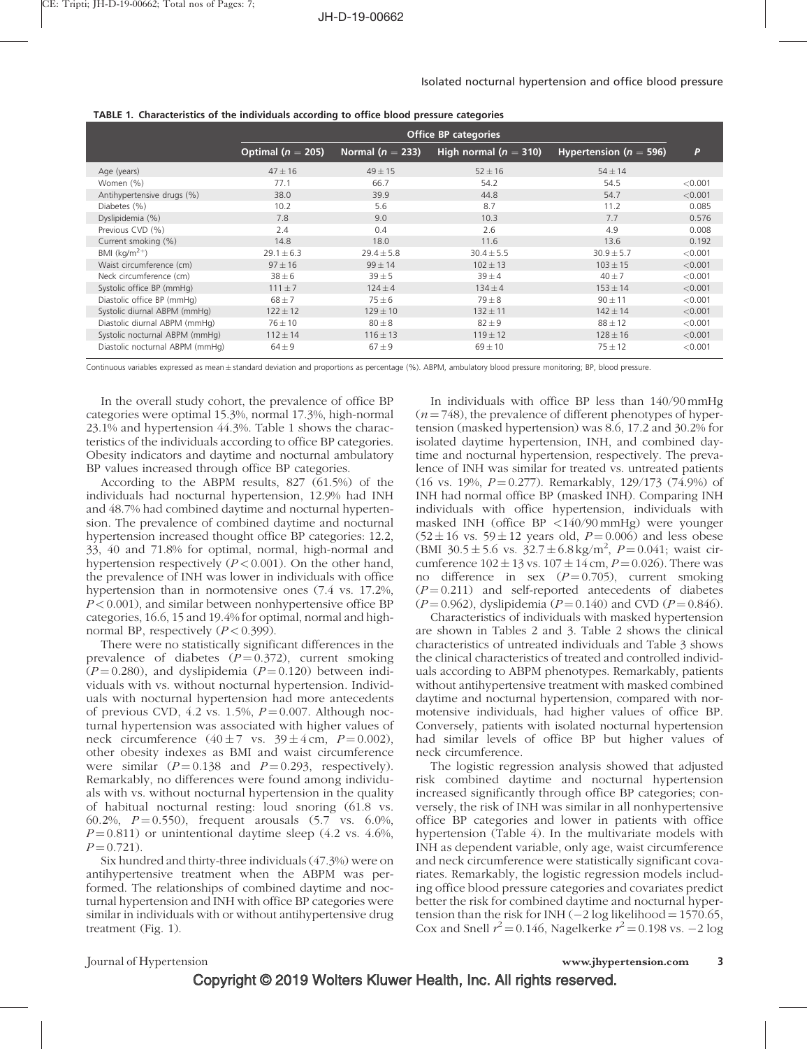TABLE 1. Characteristics of the individuals according to office blood pressure categories

| | Office BP categories | | | | |
|---|---|---|---|---|---|
| | Optimal ($n=205$) | Normal ($n=233$) | High normal ($n=310$) | Hypertension ($n=596$) | *P* |
| Age (years) | 47 ± 16 | 49 ± 15 | 52 ± 16 | 54 ± 14 | |
| Women (%) | 77.1 | 66.7 | 54.2 | 54.5 | <0.001 |
| Antihypertensive drugs (%) | 38.0 | 39.9 | 44.8 | 54.7 | <0.001 |
| Diabetes (%) | 10.2 | 5.6 | 8.7 | 11.2 | 0.085 |
| Dyslipidemia (%) | 7.8 | 9.0 | 10.3 | 7.7 | 0.576 |
| Previous CVD (%) | 2.4 | 0.4 | 2.6 | 4.9 | 0.008 |
| Current smoking (%) | 14.8 | 18.0 | 11.6 | 13.6 | 0.192 |
| BMI (kg/m$^{2+}$) | 29.1 ± 6.3 | 29.4 ± 5.8 | 30.4 ± 5.5 | 30.9 ± 5.7 | <0.001 |
| Waist circumference (cm) | 97 ± 16 | 99 ± 14 | 102 ± 13 | 103 ± 15 | <0.001 |
| Neck circumference (cm) | 38 ± 6 | 39 ± 5 | 39 ± 4 | 40 ± 7 | <0.001 |
| Systolic office BP (mmHg) | 111 ± 7 | 124 ± 4 | 134 ± 4 | 153 ± 14 | <0.001 |
| Diastolic office BP (mmHg) | 68 ± 7 | 75 ± 6 | 79 ± 8 | 90 ± 11 | <0.001 |
| Systolic diurnal ABPM (mmHg) | 122 ± 12 | 129 ± 10 | 132 ± 11 | 142 ± 14 | <0.001 |
| Diastolic diurnal ABPM (mmHg) | 76 ± 10 | 80 ± 8 | 82 ± 9 | 88 ± 12 | <0.001 |
| Systolic nocturnal ABPM (mmHg) | 112 ± 14 | 116 ± 13 | 119 ± 12 | 128 ± 16 | <0.001 |
| Diastolic nocturnal ABPM (mmHg) | 64 ± 9 | 67 ± 9 | 69 ± 10 | 75 ± 12 | <0.001 |

Continuous variables expressed as mean ± standard deviation and proportions as percentage (%). ABPM, ambulatory blood pressure monitoring; BP, blood pressure.

In the overall study cohort, the prevalence of office BP categories were optimal 15.3%, normal 17.3%, high-normal 23.1% and hypertension 44.3%. Table 1 shows the characteristics of the individuals according to office BP categories. Obesity indicators and daytime and nocturnal ambulatory BP values increased through office BP categories.

According to the ABPM results, 827 (61.5%) of the individuals had nocturnal hypertension, 12.9% had INH and 48.7% had combined daytime and nocturnal hypertension. The prevalence of combined daytime and nocturnal hypertension increased thought office BP categories: 12.2, 33, 40 and 71.8% for optimal, normal, high-normal and hypertension respectively ($P<0.001$). On the other hand, the prevalence of INH was lower in individuals with office hypertension than in normotensive ones (7.4 vs. 17.2%, $P<0.001$), and similar between nonhypertensive office BP categories, 16.6, 15 and 19.4% for optimal, normal and high-normal BP, respectively ($P<0.399$).

There were no statistically significant differences in the prevalence of diabetes ($P=0.372$), current smoking ($P=0.280$), and dyslipidemia ($P=0.120$) between individuals with vs. without nocturnal hypertension. Individuals with nocturnal hypertension had more antecedents of previous CVD, 4.2 vs. 1.5%, $P=0.007$. Although nocturnal hypertension was associated with higher values of neck circumference (40 ± 7 vs. 39 ± 4 cm, $P=0.002$), other obesity indexes as BMI and waist circumference were similar ($P=0.138$ and $P=0.293$, respectively). Remarkably, no differences were found among individuals with vs. without nocturnal hypertension in the quality of habitual nocturnal resting: loud snoring (61.8 vs. 60.2%, $P=0.550$), frequent arousals (5.7 vs. 6.0%, $P=0.811$) or unintentional daytime sleep (4.2 vs. 4.6%, $P=0.721$).

Six hundred and thirty-three individuals (47.3%) were on antihypertensive treatment when the ABPM was performed. The relationships of combined daytime and nocturnal hypertension and INH with office BP categories were similar in individuals with or without antihypertensive drug treatment (Fig. 1).

In individuals with office BP less than 140/90 mmHg ($n=748$), the prevalence of different phenotypes of hypertension (masked hypertension) was 8.6, 17.2 and 30.2% for isolated daytime hypertension, INH, and combined daytime and nocturnal hypertension, respectively. The prevalence of INH was similar for treated vs. untreated patients (16 vs. 19%, $P=0.277$). Remarkably, 129/173 (74.9%) of INH had normal office BP (masked INH). Comparing INH individuals with office hypertension, individuals with masked INH (office BP <140/90 mmHg) were younger (52 ± 16 vs. 59 ± 12 years old, $P=0.006$) and less obese (BMI 30.5 ± 5.6 vs. 32.7 ± 6.8 kg/m$^2$, $P=0.041$; waist circumference 102 ± 13 vs. 107 ± 14 cm, $P=0.026$). There was no difference in sex ($P=0.705$), current smoking ($P=0.211$) and self-reported antecedents of diabetes ($P=0.962$), dyslipidemia ($P=0.140$) and CVD ($P=0.846$).

Characteristics of individuals with masked hypertension are shown in Tables 2 and 3. Table 2 shows the clinical characteristics of untreated individuals and Table 3 shows the clinical characteristics of treated and controlled individuals according to ABPM phenotypes. Remarkably, patients without antihypertensive treatment with masked combined daytime and nocturnal hypertension, compared with normotensive individuals, had higher values of office BP. Conversely, patients with isolated nocturnal hypertension had similar levels of office BP but higher values of neck circumference.

The logistic regression analysis showed that adjusted risk combined daytime and nocturnal hypertension increased significantly through office BP categories; conversely, the risk of INH was similar in all nonhypertensive office BP categories and lower in patients with office hypertension (Table 4). In the multivariate models with INH as dependent variable, only age, waist circumference and neck circumference were statistically significant covariates. Remarkably, the logistic regression models including office blood pressure categories and covariates predict better the risk for combined daytime and nocturnal hypertension than the risk for INH (−2 log likelihood = 1570.65, Cox and Snell $r^2=0.146$, Nagelkerke $r^2=0.198$ vs. −2 log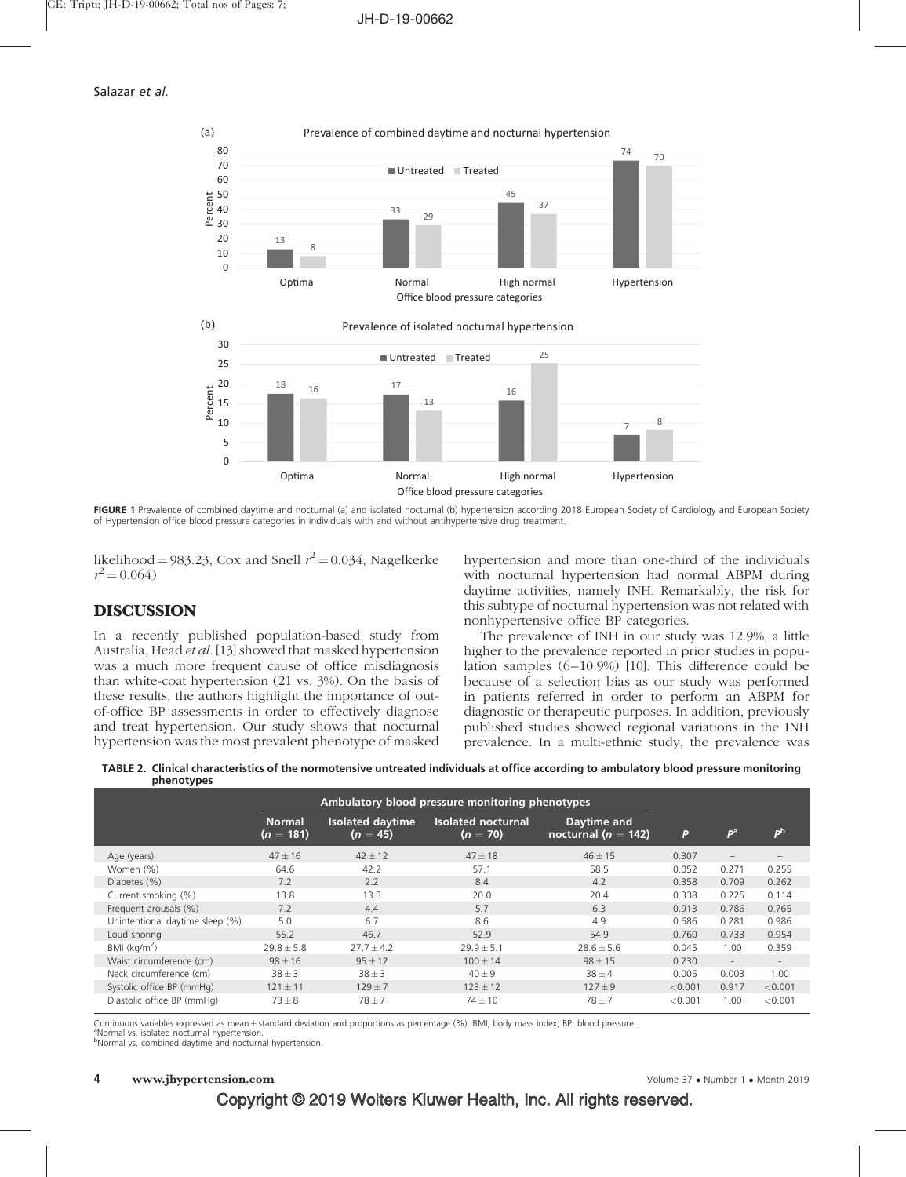FIGURE 1 Prevalence of combined daytime and nocturnal (a) and isolated nocturnal (b) hypertension according 2018 European Society of Cardiology and European Society of Hypertension office blood pressure categories in individuals with and without antihypertensive drug treatment.

likelihood = 983.23, Cox and Snell $r^2 = 0.034$, Nagelkerke $r^2 = 0.064$)

## DISCUSSION

In a recently published population-based study from Australia, Head *et al.* [13] showed that masked hypertension was a much more frequent cause of office misdiagnosis than white-coat hypertension (21 vs. 3%). On the basis of these results, the authors highlight the importance of out-of-office BP assessments in order to effectively diagnose and treat hypertension. Our study shows that nocturnal hypertension was the most prevalent phenotype of masked hypertension and more than one-third of the individuals with nocturnal hypertension had normal ABPM during daytime activities, namely INH. Remarkably, the risk for this subtype of nocturnal hypertension was not related with nonhypertensive office BP categories.

The prevalence of INH in our study was 12.9%, a little higher to the prevalence reported in prior studies in population samples (6–10.9%) [10]. This difference could be because of a selection bias as our study was performed in patients referred in order to perform an ABPM for diagnostic or therapeutic purposes. In addition, previously published studies showed regional variations in the INH prevalence. In a multi-ethnic study, the prevalence was

**TABLE 2. Clinical characteristics of the normotensive untreated individuals at office according to ambulatory blood pressure monitoring phenotypes**

| | Ambulatory blood pressure monitoring phenotypes | | | | | | |
|---|---|---|---|---|---|---|---|
| | Normal ($n$ = 181) | Isolated daytime ($n$ = 45) | Isolated nocturnal ($n$ = 70) | Daytime and nocturnal ($n$ = 142) | $P$ | $P^a$ | $P^b$ |
| Age (years) | 47 ± 16 | 42 ± 12 | 47 ± 18 | 46 ± 15 | 0.307 | – | – |
| Women (%) | 64.6 | 42.2 | 57.1 | 58.5 | 0.052 | 0.271 | 0.255 |
| Diabetes (%) | 7.2 | 2.2 | 8.4 | 4.2 | 0.358 | 0.709 | 0.262 |
| Current smoking (%) | 13.8 | 13.3 | 20.0 | 20.4 | 0.338 | 0.225 | 0.114 |
| Frequent arousals (%) | 7.2 | 4.4 | 5.7 | 6.3 | 0.913 | 0.786 | 0.765 |
| Unintentional daytime sleep (%) | 5.0 | 6.7 | 8.6 | 4.9 | 0.686 | 0.281 | 0.986 |
| Loud snoring | 55.2 | 46.7 | 52.9 | 54.9 | 0.760 | 0.733 | 0.954 |
| BMI (kg/m$^2$) | 29.8 ± 5.8 | 27.7 ± 4.2 | 29.9 ± 5.1 | 28.6 ± 5.6 | 0.045 | 1.00 | 0.359 |
| Waist circumference (cm) | 98 ± 16 | 95 ± 12 | 100 ± 14 | 98 ± 15 | 0.230 | - | - |
| Neck circumference (cm) | 38 ± 3 | 38 ± 3 | 40 ± 9 | 38 ± 4 | 0.005 | 0.003 | 1.00 |
| Systolic office BP (mmHg) | 121 ± 11 | 129 ± 7 | 123 ± 12 | 127 ± 9 | <0.001 | 0.917 | <0.001 |
| Diastolic office BP (mmHg) | 73 ± 8 | 78 ± 7 | 74 ± 10 | 78 ± 7 | <0.001 | 1.00 | <0.001 |

Continuous variables expressed as mean ± standard deviation and proportions as percentage (%). BMI, body mass index; BP, blood pressure.
[a]Normal vs. isolated nocturnal hypertension.
[b]Normal vs. combined daytime and nocturnal hypertension.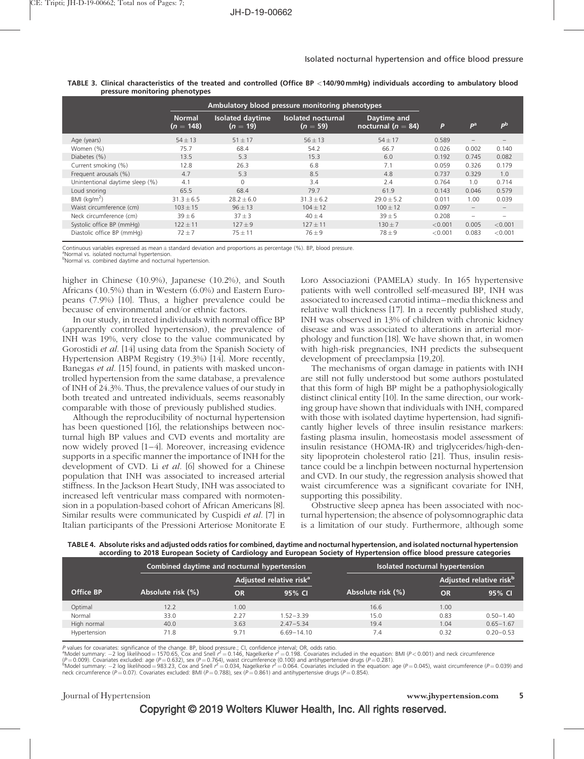TABLE 3. Clinical characteristics of the treated and controlled (Office BP <140/90 mmHg) individuals according to ambulatory blood pressure monitoring phenotypes

| | Ambulatory blood pressure monitoring phenotypes | | | | | | |
|---|---|---|---|---|---|---|---|
| | Normal ($n = 148$) | Isolated daytime ($n = 19$) | Isolated nocturnal ($n = 59$) | Daytime and nocturnal ($n = 84$) | *P* | *P*[a] | *P*[b] |
| Age (years) | 54 ± 13 | 51 ± 17 | 56 ± 13 | 54 ± 17 | 0.589 | – | – |
| Women (%) | 75.7 | 68.4 | 54.2 | 66.7 | 0.026 | 0.002 | 0.140 |
| Diabetes (%) | 13.5 | 5.3 | 15.3 | 6.0 | 0.192 | 0.745 | 0.082 |
| Current smoking (%) | 12.8 | 26.3 | 6.8 | 7.1 | 0.059 | 0.326 | 0.179 |
| Frequent arousals (%) | 4.7 | 5.3 | 8.5 | 4.8 | 0.737 | 0.329 | 1.0 |
| Unintentional daytime sleep (%) | 4.1 | 0 | 3.4 | 2.4 | 0.764 | 1.0 | 0.714 |
| Loud snoring | 65.5 | 68.4 | 79.7 | 61.9 | 0.143 | 0.046 | 0.579 |
| BMI (kg/m$^2$) | 31.3 ± 6.5 | 28.2 ± 6.0 | 31.3 ± 6.2 | 29.0 ± 5.2 | 0.011 | 1.00 | 0.039 |
| Waist circumference (cm) | 103 ± 15 | 96 ± 13 | 104 ± 12 | 100 ± 12 | 0.097 | – | – |
| Neck circumference (cm) | 39 ± 6 | 37 ± 3 | 40 ± 4 | 39 ± 5 | 0.208 | – | – |
| Systolic office BP (mmHg) | 122 ± 11 | 127 ± 9 | 127 ± 11 | 130 ± 7 | <0.001 | 0.005 | <0.001 |
| Diastolic office BP (mmHg) | 72 ± 7 | 75 ± 11 | 76 ± 9 | 78 ± 9 | <0.001 | 0.083 | <0.001 |

Continuous variables expressed as mean ± standard deviation and proportions as percentage (%). BP, blood pressure.
[a]Normal vs. isolated nocturnal hypertension.
[b]Normal vs. combined daytime and nocturnal hypertension.

higher in Chinese (10.9%), Japanese (10.2%), and South Africans (10.5%) than in Western (6.0%) and Eastern Europeans (7.9%) [10]. Thus, a higher prevalence could be because of environmental and/or ethnic factors.

In our study, in treated individuals with normal office BP (apparently controlled hypertension), the prevalence of INH was 19%, very close to the value communicated by Gorostidi *et al.* [14] using data from the Spanish Society of Hypertension ABPM Registry (19.3%) [14]. More recently, Banegas *et al.* [15] found, in patients with masked uncontrolled hypertension from the same database, a prevalence of INH of 24.3%. Thus, the prevalence values of our study in both treated and untreated individuals, seems reasonably comparable with those of previously published studies.

Although the reproducibility of nocturnal hypertension has been questioned [16], the relationships between nocturnal high BP values and CVD events and mortality are now widely proved [1–4]. Moreover, increasing evidence supports in a specific manner the importance of INH for the development of CVD. Li *et al.* [6] showed for a Chinese population that INH was associated to increased arterial stiffness. In the Jackson Heart Study, INH was associated to increased left ventricular mass compared with normotension in a population-based cohort of African Americans [8]. Similar results were communicated by Cuspidi *et al.* [7] in Italian participants of the Pressioni Arteriose Monitorate E Loro Associazioni (PAMELA) study. In 165 hypertensive patients with well controlled self-measured BP, INH was associated to increased carotid intima–media thickness and relative wall thickness [17]. In a recently published study, INH was observed in 13% of children with chronic kidney disease and was associated to alterations in arterial morphology and function [18]. We have shown that, in women with high-risk pregnancies, INH predicts the subsequent development of preeclampsia [19,20].

The mechanisms of organ damage in patients with INH are still not fully understood but some authors postulated that this form of high BP might be a pathophysiologically distinct clinical entity [10]. In the same direction, our working group have shown that individuals with INH, compared with those with isolated daytime hypertension, had significantly higher levels of three insulin resistance markers: fasting plasma insulin, homeostasis model assessment of insulin resistance (HOMA-IR) and triglycerides/high-density lipoprotein cholesterol ratio [21]. Thus, insulin resistance could be a linchpin between nocturnal hypertension and CVD. In our study, the regression analysis showed that waist circumference was a significant covariate for INH, supporting this possibility.

Obstructive sleep apnea has been associated with nocturnal hypertension; the absence of polysomnographic data is a limitation of our study. Furthermore, although some

TABLE 4. Absolute risks and adjusted odds ratios for combined, daytime and nocturnal hypertension, and isolated nocturnal hypertension according to 2018 European Society of Cardiology and European Society of Hypertension office blood pressure categories

| | Combined daytime and nocturnal hypertension | | | Isolated nocturnal hypertension | | |
|---|---|---|---|---|---|---|
| | | Adjusted relative risk[a] | | | Adjusted relative risk[b] | |
| Office BP | Absolute risk (%) | OR | 95% CI | Absolute risk (%) | OR | 95% CI |
| Optimal | 12.2 | 1.00 | | 16.6 | 1.00 | |
| Normal | 33.0 | 2.27 | 1.52–3.39 | 15.0 | 0.83 | 0.50–1.40 |
| High normal | 40.0 | 3.63 | 2.47–5.34 | 19.4 | 1.04 | 0.65–1.67 |
| Hypertension | 71.8 | 9.71 | 6.69–14.10 | 7.4 | 0.32 | 0.20–0.53 |

*P* values for covariates: significance of the change. BP, blood pressure.; CI, confidence interval; OR, odds ratio.
[a]Model summary: −2 log likelihood = 1570.65, Cox and Snell $r^2 = 0.146$, Nagelkerke $r^2 = 0.198$. Covariates included in the equation: BMI ($P < 0.001$) and neck circumference ($P = 0.009$). Covariates excluded: age ($P = 0.632$), sex ($P = 0.764$), waist circumference (0.100) and antihypertensive drugs ($P = 0.281$).
[b]Model summary: −2 log likelihood = 983.23, Cox and Snell $r^2 = 0.034$, Nagelkerke $r^2 = 0.064$. Covariates included in the equation: age ($P = 0.045$), waist circumference ($P = 0.039$) and neck circumference ($P = 0.07$). Covariates excluded: BMI ($P = 0.788$), sex ($P = 0.861$) and antihypertensive drugs ($P = 0.854$).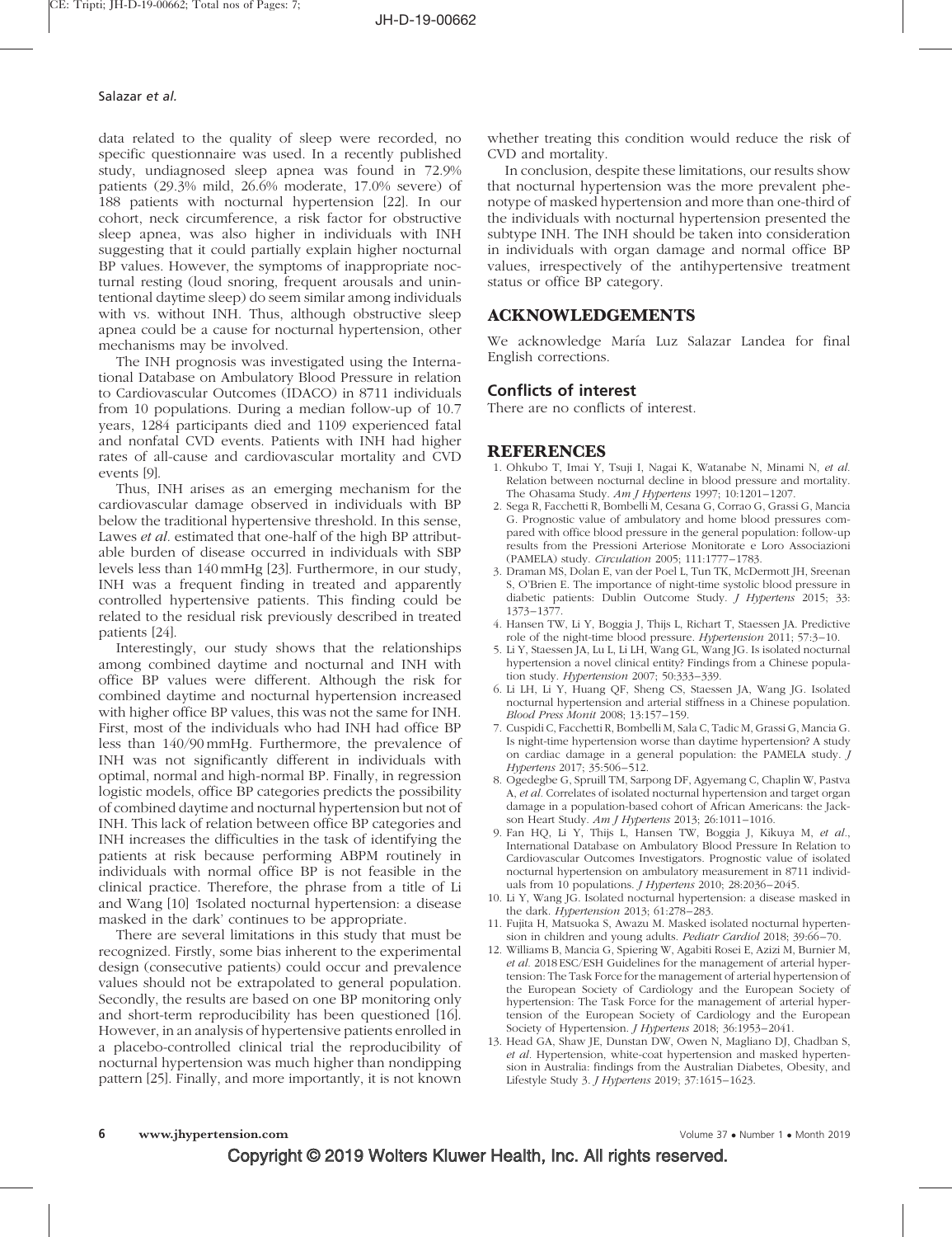data related to the quality of sleep were recorded, no specific questionnaire was used. In a recently published study, undiagnosed sleep apnea was found in 72.9% patients (29.3% mild, 26.6% moderate, 17.0% severe) of 188 patients with nocturnal hypertension [22]. In our cohort, neck circumference, a risk factor for obstructive sleep apnea, was also higher in individuals with INH suggesting that it could partially explain higher nocturnal BP values. However, the symptoms of inappropriate nocturnal resting (loud snoring, frequent arousals and unintentional daytime sleep) do seem similar among individuals with vs. without INH. Thus, although obstructive sleep apnea could be a cause for nocturnal hypertension, other mechanisms may be involved.

The INH prognosis was investigated using the International Database on Ambulatory Blood Pressure in relation to Cardiovascular Outcomes (IDACO) in 8711 individuals from 10 populations. During a median follow-up of 10.7 years, 1284 participants died and 1109 experienced fatal and nonfatal CVD events. Patients with INH had higher rates of all-cause and cardiovascular mortality and CVD events [9].

Thus, INH arises as an emerging mechanism for the cardiovascular damage observed in individuals with BP below the traditional hypertensive threshold. In this sense, Lawes *et al.* estimated that one-half of the high BP attributable burden of disease occurred in individuals with SBP levels less than 140 mmHg [23]. Furthermore, in our study, INH was a frequent finding in treated and apparently controlled hypertensive patients. This finding could be related to the residual risk previously described in treated patients [24].

Interestingly, our study shows that the relationships among combined daytime and nocturnal and INH with office BP values were different. Although the risk for combined daytime and nocturnal hypertension increased with higher office BP values, this was not the same for INH. First, most of the individuals who had INH had office BP less than 140/90 mmHg. Furthermore, the prevalence of INH was not significantly different in individuals with optimal, normal and high-normal BP. Finally, in regression logistic models, office BP categories predicts the possibility of combined daytime and nocturnal hypertension but not of INH. This lack of relation between office BP categories and INH increases the difficulties in the task of identifying the patients at risk because performing ABPM routinely in individuals with normal office BP is not feasible in the clinical practice. Therefore, the phrase from a title of Li and Wang [10] 'Isolated nocturnal hypertension: a disease masked in the dark' continues to be appropriate.

There are several limitations in this study that must be recognized. Firstly, some bias inherent to the experimental design (consecutive patients) could occur and prevalence values should not be extrapolated to general population. Secondly, the results are based on one BP monitoring only and short-term reproducibility has been questioned [16]. However, in an analysis of hypertensive patients enrolled in a placebo-controlled clinical trial the reproducibility of nocturnal hypertension was much higher than nondipping pattern [25]. Finally, and more importantly, it is not known whether treating this condition would reduce the risk of CVD and mortality.

In conclusion, despite these limitations, our results show that nocturnal hypertension was the more prevalent phenotype of masked hypertension and more than one-third of the individuals with nocturnal hypertension presented the subtype INH. The INH should be taken into consideration in individuals with organ damage and normal office BP values, irrespectively of the antihypertensive treatment status or office BP category.

## ACKNOWLEDGEMENTS

We acknowledge María Luz Salazar Landea for final English corrections.

### Conflicts of interest

There are no conflicts of interest.

## REFERENCES

1. Ohkubo T, Imai Y, Tsuji I, Nagai K, Watanabe N, Minami N, *et al.* Relation between nocturnal decline in blood pressure and mortality. The Ohasama Study. *Am J Hypertens* 1997; 10:1201–1207.
2. Sega R, Facchetti R, Bombelli M, Cesana G, Corrao G, Grassi G, Mancia G. Prognostic value of ambulatory and home blood pressures compared with office blood pressure in the general population: follow-up results from the Pressioni Arteriose Monitorate e Loro Associazioni (PAMELA) study. *Circulation* 2005; 111:1777–1783.
3. Draman MS, Dolan E, van der Poel L, Tun TK, McDermott JH, Sreenan S, O'Brien E. The importance of night-time systolic blood pressure in diabetic patients: Dublin Outcome Study. *J Hypertens* 2015; 33: 1373–1377.
4. Hansen TW, Li Y, Boggia J, Thijs L, Richart T, Staessen JA. Predictive role of the night-time blood pressure. *Hypertension* 2011; 57:3–10.
5. Li Y, Staessen JA, Lu L, Li LH, Wang GL, Wang JG. Is isolated nocturnal hypertension a novel clinical entity? Findings from a Chinese population study. *Hypertension* 2007; 50:333–339.
6. Li LH, Li Y, Huang QF, Sheng CS, Staessen JA, Wang JG. Isolated nocturnal hypertension and arterial stiffness in a Chinese population. *Blood Press Monit* 2008; 13:157–159.
7. Cuspidi C, Facchetti R, Bombelli M, Sala C, Tadic M, Grassi G, Mancia G. Is night-time hypertension worse than daytime hypertension? A study on cardiac damage in a general population: the PAMELA study. *J Hypertens* 2017; 35:506–512.
8. Ogedegbe G, Spruill TM, Sarpong DF, Agyemang C, Chaplin W, Pastva A, *et al.* Correlates of isolated nocturnal hypertension and target organ damage in a population-based cohort of African Americans: the Jackson Heart Study. *Am J Hypertens* 2013; 26:1011–1016.
9. Fan HQ, Li Y, Thijs L, Hansen TW, Boggia J, Kikuya M, *et al.*, International Database on Ambulatory Blood Pressure In Relation to Cardiovascular Outcomes Investigators. Prognostic value of isolated nocturnal hypertension on ambulatory measurement in 8711 individuals from 10 populations. *J Hypertens* 2010; 28:2036–2045.
10. Li Y, Wang JG. Isolated nocturnal hypertension: a disease masked in the dark. *Hypertension* 2013; 61:278–283.
11. Fujita H, Matsuoka S, Awazu M. Masked isolated nocturnal hypertension in children and young adults. *Pediatr Cardiol* 2018; 39:66–70.
12. Williams B, Mancia G, Spiering W, Agabiti Rosei E, Azizi M, Burnier M, *et al.* 2018 ESC/ESH Guidelines for the management of arterial hypertension: The Task Force for the management of arterial hypertension of the European Society of Cardiology and the European Society of hypertension: The Task Force for the management of arterial hypertension of the European Society of Cardiology and the European Society of Hypertension. *J Hypertens* 2018; 36:1953–2041.
13. Head GA, Shaw JE, Dunstan DW, Owen N, Magliano DJ, Chadban S, *et al.* Hypertension, white-coat hypertension and masked hypertension in Australia: findings from the Australian Diabetes, Obesity, and Lifestyle Study 3. *J Hypertens* 2019; 37:1615–1623.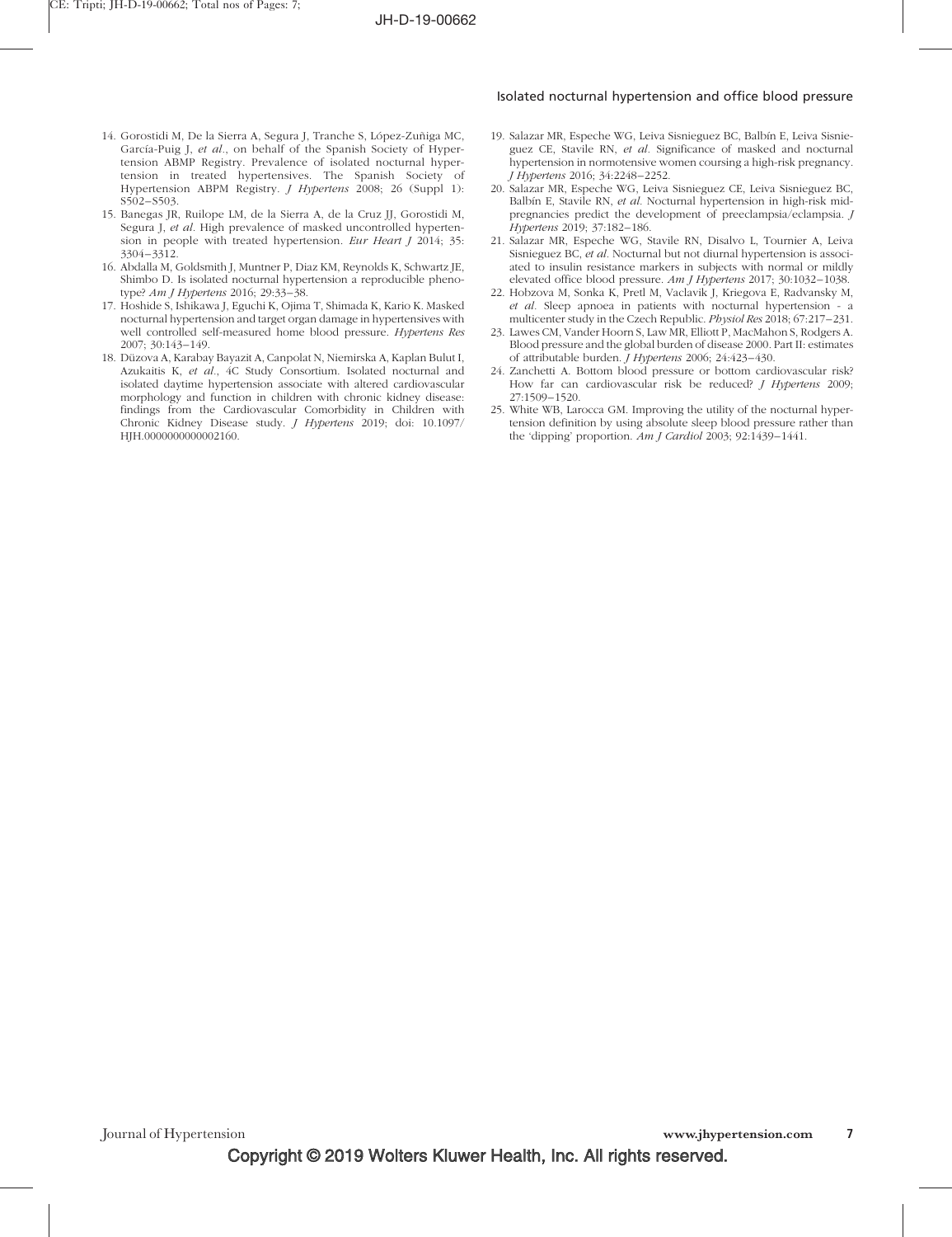14. Gorostidi M, De la Sierra A, Segura J, Tranche S, López-Zuñiga MC, García-Puig J, *et al*., on behalf of the Spanish Society of Hypertension ABMP Registry. Prevalence of isolated nocturnal hypertension in treated hypertensives. The Spanish Society of Hypertension ABPM Registry. *J Hypertens* 2008; 26 (Suppl 1): S502–S503.
15. Banegas JR, Ruilope LM, de la Sierra A, de la Cruz JJ, Gorostidi M, Segura J, *et al*. High prevalence of masked uncontrolled hypertension in people with treated hypertension. *Eur Heart J* 2014; 35: 3304–3312.
16. Abdalla M, Goldsmith J, Muntner P, Diaz KM, Reynolds K, Schwartz JE, Shimbo D. Is isolated nocturnal hypertension a reproducible phenotype? *Am J Hypertens* 2016; 29:33–38.
17. Hoshide S, Ishikawa J, Eguchi K, Ojima T, Shimada K, Kario K. Masked nocturnal hypertension and target organ damage in hypertensives with well controlled self-measured home blood pressure. *Hypertens Res* 2007; 30:143–149.
18. Düzova A, Karabay Bayazit A, Canpolat N, Niemirska A, Kaplan Bulut I, Azukaitis K, *et al*., 4C Study Consortium. Isolated nocturnal and isolated daytime hypertension associate with altered cardiovascular morphology and function in children with chronic kidney disease: findings from the Cardiovascular Comorbidity in Children with Chronic Kidney Disease study. *J Hypertens* 2019; doi: 10.1097/HJH.0000000000002160.
19. Salazar MR, Espeche WG, Leiva Sisnieguez BC, Balbín E, Leiva Sisnieguez CE, Stavile RN, *et al*. Significance of masked and nocturnal hypertension in normotensive women coursing a high-risk pregnancy. *J Hypertens* 2016; 34:2248–2252.
20. Salazar MR, Espeche WG, Leiva Sisnieguez CE, Leiva Sisnieguez BC, Balbín E, Stavile RN, *et al*. Nocturnal hypertension in high-risk midpregnancies predict the development of preeclampsia/eclampsia. *J Hypertens* 2019; 37:182–186.
21. Salazar MR, Espeche WG, Stavile RN, Disalvo L, Tournier A, Leiva Sisnieguez BC, *et al*. Nocturnal but not diurnal hypertension is associated to insulin resistance markers in subjects with normal or mildly elevated office blood pressure. *Am J Hypertens* 2017; 30:1032–1038.
22. Hobzova M, Sonka K, Pretl M, Vaclavik J, Kriegova E, Radvansky M, *et al*. Sleep apnoea in patients with nocturnal hypertension - a multicenter study in the Czech Republic. *Physiol Res* 2018; 67:217–231.
23. Lawes CM, Vander Hoorn S, Law MR, Elliott P, MacMahon S, Rodgers A. Blood pressure and the global burden of disease 2000. Part II: estimates of attributable burden. *J Hypertens* 2006; 24:423–430.
24. Zanchetti A. Bottom blood pressure or bottom cardiovascular risk? How far can cardiovascular risk be reduced? *J Hypertens* 2009; 27:1509–1520.
25. White WB, Larocca GM. Improving the utility of the nocturnal hypertension definition by using absolute sleep blood pressure rather than the 'dipping' proportion. *Am J Cardiol* 2003; 92:1439–1441.